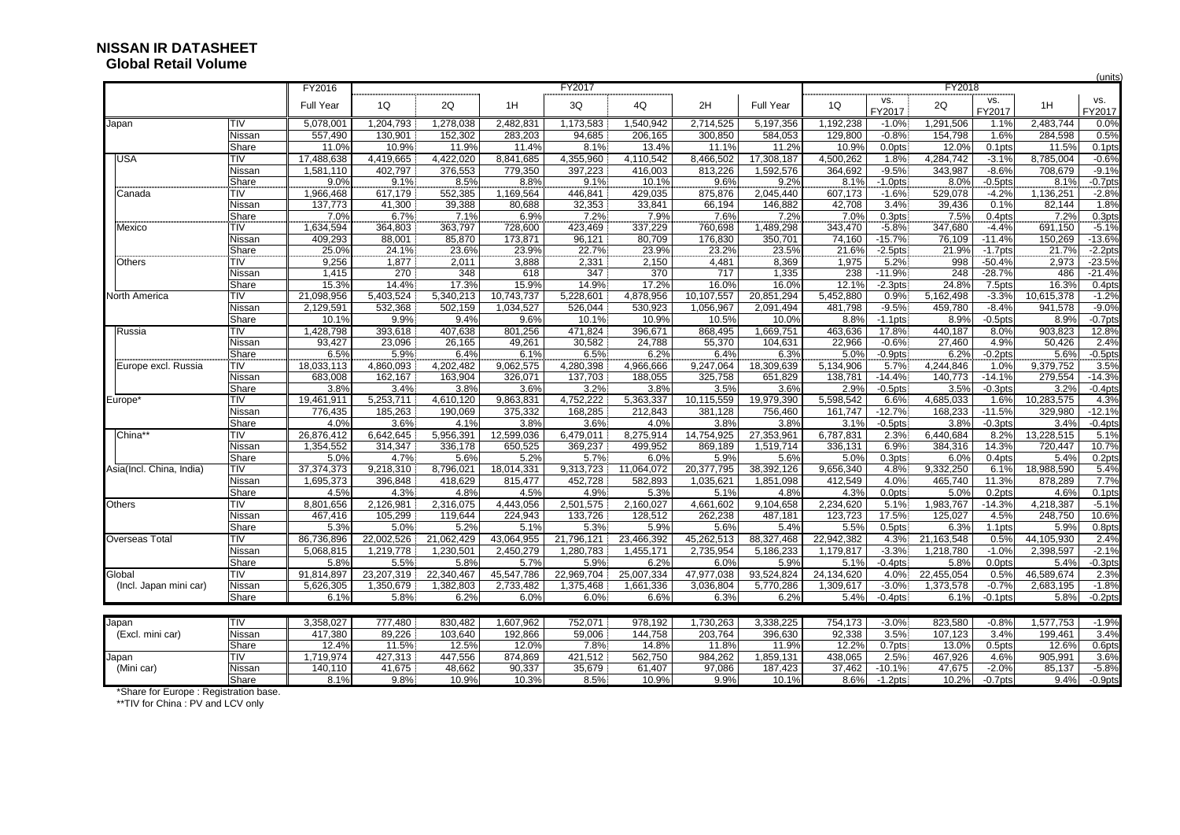# NISSAN IR DATASHEET
## Global Retail Volume

(units)

| | | FY2016 | FY2017 | | | | | | | FY2018 | | | | | |
|---|---|---|---|---|---|---|---|---|---|---|---|---|---|---|---|
| | | Full Year | 1Q | 2Q | 1H | 3Q | 4Q | 2H | Full Year | 1Q | vs. FY2017 | 2Q | vs. FY2017 | 1H | vs. FY2017 |
| Japan | TIV | 5,078,001 | 1,204,793 | 1,278,038 | 2,482,831 | 1,173,583 | 1,540,942 | 2,714,525 | 5,197,356 | 1,192,238 | -1.0% | 1,291,506 | 1.1% | 2,483,744 | 0.0% |
| | Nissan | 557,490 | 130,901 | 152,302 | 283,203 | 94,685 | 206,165 | 300,850 | 584,053 | 129,800 | -0.8% | 154,798 | 1.6% | 284,598 | 0.5% |
| | Share | 11.0% | 10.9% | 11.9% | 11.4% | 8.1% | 13.4% | 11.1% | 11.2% | 10.9% | 0.0pts | 12.0% | 0.1pts | 11.5% | 0.1pts |
| USA | TIV | 17,488,638 | 4,419,665 | 4,422,020 | 8,841,685 | 4,355,960 | 4,110,542 | 8,466,502 | 17,308,187 | 4,500,262 | 1.8% | 4,284,742 | -3.1% | 8,785,004 | -0.6% |
| | Nissan | 1,581,110 | 402,797 | 376,553 | 779,350 | 397,223 | 416,003 | 813,226 | 1,592,576 | 364,692 | -9.5% | 343,987 | -8.6% | 708,679 | -9.1% |
| | Share | 9.0% | 9.1% | 8.5% | 8.8% | 9.1% | 10.1% | 9.6% | 9.2% | 8.1% | -1.0pts | 8.0% | -0.5pts | 8.1% | -0.7pts |
| Canada | TIV | 1,966,468 | 617,179 | 552,385 | 1,169,564 | 446,841 | 429,035 | 875,876 | 2,045,440 | 607,173 | -1.6% | 529,078 | -4.2% | 1,136,251 | -2.8% |
| | Nissan | 137,773 | 41,300 | 39,388 | 80,688 | 32,353 | 33,841 | 66,194 | 146,882 | 42,708 | 3.4% | 39,436 | 0.1% | 82,144 | 1.8% |
| | Share | 7.0% | 6.7% | 7.1% | 6.9% | 7.2% | 7.9% | 7.6% | 7.2% | 7.0% | 0.3pts | 7.5% | 0.4pts | 7.2% | 0.3pts |
| Mexico | TIV | 1,634,594 | 364,803 | 363,797 | 728,600 | 423,469 | 337,229 | 760,698 | 1,489,298 | 343,470 | -5.8% | 347,680 | -4.4% | 691,150 | -5.1% |
| | Nissan | 409,293 | 88,001 | 85,870 | 173,871 | 96,121 | 80,709 | 176,830 | 350,701 | 74,160 | -15.7% | 76,109 | -11.4% | 150,269 | -13.6% |
| | Share | 25.0% | 24.1% | 23.6% | 23.9% | 22.7% | 23.9% | 23.2% | 23.5% | 21.6% | -2.5pts | 21.9% | -1.7pts | 21.7% | -2.2pts |
| Others | TIV | 9,256 | 1,877 | 2,011 | 3,888 | 2,331 | 2,150 | 4,481 | 8,369 | 1,975 | 5.2% | 998 | -50.4% | 2,973 | -23.5% |
| | Nissan | 1,415 | 270 | 348 | 618 | 347 | 370 | 717 | 1,335 | 238 | -11.9% | 248 | -28.7% | 486 | -21.4% |
| | Share | 15.3% | 14.4% | 17.3% | 15.9% | 14.9% | 17.2% | 16.0% | 16.0% | 12.1% | -2.3pts | 24.8% | 7.5pts | 16.3% | 0.4pts |
| North America | TIV | 21,098,956 | 5,403,524 | 5,340,213 | 10,743,737 | 5,228,601 | 4,878,956 | 10,107,557 | 20,851,294 | 5,452,880 | 0.9% | 5,162,498 | -3.3% | 10,615,378 | -1.2% |
| | Nissan | 2,129,591 | 532,368 | 502,159 | 1,034,527 | 526,044 | 530,923 | 1,056,967 | 2,091,494 | 481,798 | -9.5% | 459,780 | -8.4% | 941,578 | -9.0% |
| | Share | 10.1% | 9.9% | 9.4% | 9.6% | 10.1% | 10.9% | 10.5% | 10.0% | 8.8% | -1.1pts | 8.9% | -0.5pts | 8.9% | -0.7pts |
| Russia | TIV | 1,428,798 | 393,618 | 407,638 | 801,256 | 471,824 | 396,671 | 868,495 | 1,669,751 | 463,636 | 17.8% | 440,187 | 8.0% | 903,823 | 12.8% |
| | Nissan | 93,427 | 23,096 | 26,165 | 49,261 | 30,582 | 24,788 | 55,370 | 104,631 | 22,966 | -0.6% | 27,460 | 4.9% | 50,426 | 2.4% |
| | Share | 6.5% | 5.9% | 6.4% | 6.1% | 6.5% | 6.2% | 6.4% | 6.3% | 5.0% | -0.9pts | 6.2% | -0.2pts | 5.6% | -0.5pts |
| Europe excl. Russia | TIV | 18,033,113 | 4,860,093 | 4,202,482 | 9,062,575 | 4,280,398 | 4,966,666 | 9,247,064 | 18,309,639 | 5,134,906 | 5.7% | 4,244,846 | 1.0% | 9,379,752 | 3.5% |
| | Nissan | 683,008 | 162,167 | 163,904 | 326,071 | 137,703 | 188,055 | 325,758 | 651,829 | 138,781 | -14.4% | 140,773 | -14.1% | 279,554 | -14.3% |
| | Share | 3.8% | 3.4% | 3.8% | 3.6% | 3.2% | 3.8% | 3.5% | 3.6% | 2.9% | -0.5pts | 3.5% | -0.3pts | 3.2% | -0.4pts |
| Europe* | TIV | 19,461,911 | 5,253,711 | 4,610,120 | 9,863,831 | 4,752,222 | 5,363,337 | 10,115,559 | 19,979,390 | 5,598,542 | 6.6% | 4,685,033 | 1.6% | 10,283,575 | 4.3% |
| | Nissan | 776,435 | 185,263 | 190,069 | 375,332 | 168,285 | 212,843 | 381,128 | 756,460 | 161,747 | -12.7% | 168,233 | -11.5% | 329,980 | -12.1% |
| | Share | 4.0% | 3.6% | 4.1% | 3.8% | 3.6% | 4.0% | 3.8% | 3.8% | 3.1% | -0.5pts | 3.8% | -0.3pts | 3.4% | -0.4pts |
| China** | TIV | 26,876,412 | 6,642,645 | 5,956,391 | 12,599,036 | 6,479,011 | 8,275,914 | 14,754,925 | 27,353,961 | 6,787,831 | 2.3% | 6,440,684 | 8.2% | 13,228,515 | 5.1% |
| | Nissan | 1,354,552 | 314,347 | 336,178 | 650,525 | 369,237 | 499,952 | 869,189 | 1,519,714 | 336,131 | 6.9% | 384,316 | 14.3% | 720,447 | 10.7% |
| | Share | 5.0% | 4.7% | 5.6% | 5.2% | 5.7% | 6.0% | 5.9% | 5.6% | 5.0% | 0.3pts | 6.0% | 0.4pts | 5.4% | 0.2pts |
| Asia(Incl. China, India) | TIV | 37,374,373 | 9,218,310 | 8,796,021 | 18,014,331 | 9,313,723 | 11,064,072 | 20,377,795 | 38,392,126 | 9,656,340 | 4.8% | 9,332,250 | 6.1% | 18,988,590 | 5.4% |
| | Nissan | 1,695,373 | 396,848 | 418,629 | 815,477 | 452,728 | 582,893 | 1,035,621 | 1,851,098 | 412,549 | 4.0% | 465,740 | 11.3% | 878,289 | 7.7% |
| | Share | 4.5% | 4.3% | 4.8% | 4.5% | 4.9% | 5.3% | 5.1% | 4.8% | 4.3% | 0.0pts | 5.0% | 0.2pts | 4.6% | 0.1pts |
| Others | TIV | 8,801,656 | 2,126,981 | 2,316,075 | 4,443,056 | 2,501,575 | 2,160,027 | 4,661,602 | 9,104,658 | 2,234,620 | 5.1% | 1,983,767 | -14.3% | 4,218,387 | -5.1% |
| | Nissan | 467,416 | 105,299 | 119,644 | 224,943 | 133,726 | 128,512 | 262,238 | 487,181 | 123,723 | 17.5% | 125,027 | 4.5% | 248,750 | 10.6% |
| | Share | 5.3% | 5.0% | 5.2% | 5.1% | 5.3% | 5.9% | 5.6% | 5.4% | 5.5% | 0.5pts | 6.3% | 1.1pts | 5.9% | 0.8pts |
| Overseas Total | TIV | 86,736,896 | 22,002,526 | 21,062,429 | 43,064,955 | 21,796,121 | 23,466,392 | 45,262,513 | 88,327,468 | 22,942,382 | 4.3% | 21,163,548 | 0.5% | 44,105,930 | 2.4% |
| | Nissan | 5,068,815 | 1,219,778 | 1,230,501 | 2,450,279 | 1,280,783 | 1,455,171 | 2,735,954 | 5,186,233 | 1,179,817 | -3.3% | 1,218,780 | -1.0% | 2,398,597 | -2.1% |
| | Share | 5.8% | 5.5% | 5.8% | 5.7% | 5.9% | 6.2% | 6.0% | 5.9% | 5.1% | -0.4pts | 5.8% | 0.0pts | 5.4% | -0.3pts |
| Global | TIV | 91,814,897 | 23,207,319 | 22,340,467 | 45,547,786 | 22,969,704 | 25,007,334 | 47,977,038 | 93,524,824 | 24,134,620 | 4.0% | 22,455,054 | 0.5% | 46,589,674 | 2.3% |
| (Incl. Japan mini car) | Nissan | 5,626,305 | 1,350,679 | 1,382,803 | 2,733,482 | 1,375,468 | 1,661,336 | 3,036,804 | 5,770,286 | 1,309,617 | -3.0% | 1,373,578 | -0.7% | 2,683,195 | -1.8% |
| | Share | 6.1% | 5.8% | 6.2% | 6.0% | 6.0% | 6.6% | 6.3% | 6.2% | 5.4% | -0.4pts | 6.1% | -0.1pts | 5.8% | -0.2pts |
| Japan | TIV | 3,358,027 | 777,480 | 830,482 | 1,607,962 | 752,071 | 978,192 | 1,730,263 | 3,338,225 | 754,173 | -3.0% | 823,580 | -0.8% | 1,577,753 | -1.9% |
| (Excl. mini car) | Nissan | 417,380 | 89,226 | 103,640 | 192,866 | 59,006 | 144,758 | 203,764 | 396,630 | 92,338 | 3.5% | 107,123 | 3.4% | 199,461 | 3.4% |
| | Share | 12.4% | 11.5% | 12.5% | 12.0% | 7.8% | 14.8% | 11.8% | 11.9% | 12.2% | 0.7pts | 13.0% | 0.5pts | 12.6% | 0.6pts |
| Japan | TIV | 1,719,974 | 427,313 | 447,556 | 874,869 | 421,512 | 562,750 | 984,262 | 1,859,131 | 438,065 | 2.5% | 467,926 | 4.6% | 905,991 | 3.6% |
| (Mini car) | Nissan | 140,110 | 41,675 | 48,662 | 90,337 | 35,679 | 61,407 | 97,086 | 187,423 | 37,462 | -10.1% | 47,675 | -2.0% | 85,137 | -5.8% |
| | Share | 8.1% | 9.8% | 10.9% | 10.3% | 8.5% | 10.9% | 9.9% | 10.1% | 8.6% | -1.2pts | 10.2% | -0.7pts | 9.4% | -0.9pts |

*Share for Europe : Registration base.

**TIV for China : PV and LCV only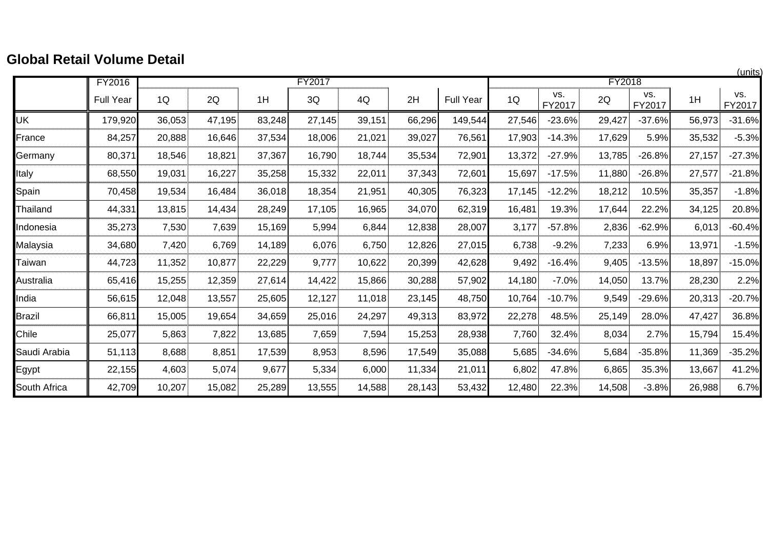## Global Retail Volume Detail

(units)

| | FY2016 | FY2017 | | | | | | | FY2018 | | | | | |
|---|---|---|---|---|---|---|---|---|---|---|---|---|---|---|
| | Full Year | 1Q | 2Q | 1H | 3Q | 4Q | 2H | Full Year | 1Q | vs. FY2017 | 2Q | vs. FY2017 | 1H | vs. FY2017 |
| UK | 179,920 | 36,053 | 47,195 | 83,248 | 27,145 | 39,151 | 66,296 | 149,544 | 27,546 | -23.6% | 29,427 | -37.6% | 56,973 | -31.6% |
| France | 84,257 | 20,888 | 16,646 | 37,534 | 18,006 | 21,021 | 39,027 | 76,561 | 17,903 | -14.3% | 17,629 | 5.9% | 35,532 | -5.3% |
| Germany | 80,371 | 18,546 | 18,821 | 37,367 | 16,790 | 18,744 | 35,534 | 72,901 | 13,372 | -27.9% | 13,785 | -26.8% | 27,157 | -27.3% |
| Italy | 68,550 | 19,031 | 16,227 | 35,258 | 15,332 | 22,011 | 37,343 | 72,601 | 15,697 | -17.5% | 11,880 | -26.8% | 27,577 | -21.8% |
| Spain | 70,458 | 19,534 | 16,484 | 36,018 | 18,354 | 21,951 | 40,305 | 76,323 | 17,145 | -12.2% | 18,212 | 10.5% | 35,357 | -1.8% |
| Thailand | 44,331 | 13,815 | 14,434 | 28,249 | 17,105 | 16,965 | 34,070 | 62,319 | 16,481 | 19.3% | 17,644 | 22.2% | 34,125 | 20.8% |
| Indonesia | 35,273 | 7,530 | 7,639 | 15,169 | 5,994 | 6,844 | 12,838 | 28,007 | 3,177 | -57.8% | 2,836 | -62.9% | 6,013 | -60.4% |
| Malaysia | 34,680 | 7,420 | 6,769 | 14,189 | 6,076 | 6,750 | 12,826 | 27,015 | 6,738 | -9.2% | 7,233 | 6.9% | 13,971 | -1.5% |
| Taiwan | 44,723 | 11,352 | 10,877 | 22,229 | 9,777 | 10,622 | 20,399 | 42,628 | 9,492 | -16.4% | 9,405 | -13.5% | 18,897 | -15.0% |
| Australia | 65,416 | 15,255 | 12,359 | 27,614 | 14,422 | 15,866 | 30,288 | 57,902 | 14,180 | -7.0% | 14,050 | 13.7% | 28,230 | 2.2% |
| India | 56,615 | 12,048 | 13,557 | 25,605 | 12,127 | 11,018 | 23,145 | 48,750 | 10,764 | -10.7% | 9,549 | -29.6% | 20,313 | -20.7% |
| Brazil | 66,811 | 15,005 | 19,654 | 34,659 | 25,016 | 24,297 | 49,313 | 83,972 | 22,278 | 48.5% | 25,149 | 28.0% | 47,427 | 36.8% |
| Chile | 25,077 | 5,863 | 7,822 | 13,685 | 7,659 | 7,594 | 15,253 | 28,938 | 7,760 | 32.4% | 8,034 | 2.7% | 15,794 | 15.4% |
| Saudi Arabia | 51,113 | 8,688 | 8,851 | 17,539 | 8,953 | 8,596 | 17,549 | 35,088 | 5,685 | -34.6% | 5,684 | -35.8% | 11,369 | -35.2% |
| Egypt | 22,155 | 4,603 | 5,074 | 9,677 | 5,334 | 6,000 | 11,334 | 21,011 | 6,802 | 47.8% | 6,865 | 35.3% | 13,667 | 41.2% |
| South Africa | 42,709 | 10,207 | 15,082 | 25,289 | 13,555 | 14,588 | 28,143 | 53,432 | 12,480 | 22.3% | 14,508 | -3.8% | 26,988 | 6.7% |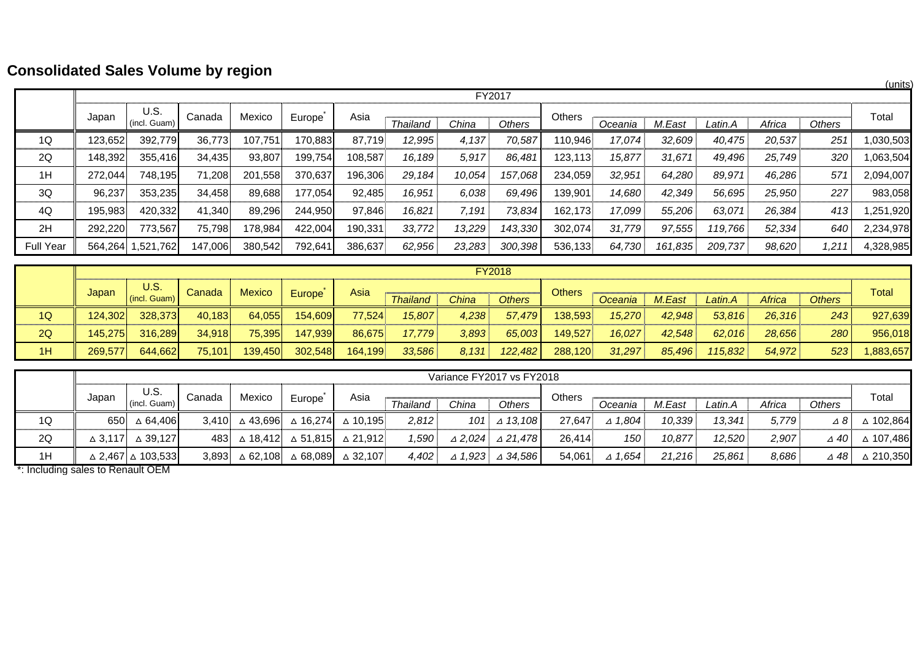## Consolidated Sales Volume by region

(units)

| | FY2017 | | | | | | | | | | | | | | | | |
|---|---|---|---|---|---|---|---|---|---|---|---|---|---|---|---|---|---|
| | Japan | U.S. (incl. Guam) | Canada | Mexico | Europe* | Asia | *Thailand* | *China* | *Others* | Others | *Oceania* | *M.East* | *Latin.A* | *Africa* | *Others* | Total |
| 1Q | 123,652 | 392,779 | 36,773 | 107,751 | 170,883 | 87,719 | *12,995* | *4,137* | *70,587* | 110,946 | *17,074* | *32,609* | *40,475* | *20,537* | *251* | 1,030,503 |
| 2Q | 148,392 | 355,416 | 34,435 | 93,807 | 199,754 | 108,587 | *16,189* | *5,917* | *86,481* | 123,113 | *15,877* | *31,671* | *49,496* | *25,749* | *320* | 1,063,504 |
| 1H | 272,044 | 748,195 | 71,208 | 201,558 | 370,637 | 196,306 | *29,184* | *10,054* | *157,068* | 234,059 | *32,951* | *64,280* | *89,971* | *46,286* | *571* | 2,094,007 |
| 3Q | 96,237 | 353,235 | 34,458 | 89,688 | 177,054 | 92,485 | *16,951* | *6,038* | *69,496* | 139,901 | *14,680* | *42,349* | *56,695* | *25,950* | *227* | 983,058 |
| 4Q | 195,983 | 420,332 | 41,340 | 89,296 | 244,950 | 97,846 | *16,821* | *7,191* | *73,834* | 162,173 | *17,099* | *55,206* | *63,071* | *26,384* | *413* | 1,251,920 |
| 2H | 292,220 | 773,567 | 75,798 | 178,984 | 422,004 | 190,331 | *33,772* | *13,229* | *143,330* | 302,074 | *31,779* | *97,555* | *119,766* | *52,334* | *640* | 2,234,978 |
| Full Year | 564,264 | 1,521,762 | 147,006 | 380,542 | 792,641 | 386,637 | *62,956* | *23,283* | *300,398* | 536,133 | *64,730* | *161,835* | *209,737* | *98,620* | *1,211* | 4,328,985 |

| | FY2018 | | | | | | | | | | | | | | | |
|---|---|---|---|---|---|---|---|---|---|---|---|---|---|---|---|---|
| | Japan | U.S. (incl. Guam) | Canada | Mexico | Europe* | Asia | *Thailand* | *China* | *Others* | Others | *Oceania* | *M.East* | *Latin.A* | *Africa* | *Others* | Total |
| 1Q | 124,302 | 328,373 | 40,183 | 64,055 | 154,609 | 77,524 | *15,807* | *4,238* | *57,479* | 138,593 | *15,270* | *42,948* | *53,816* | *26,316* | *243* | 927,639 |
| 2Q | 145,275 | 316,289 | 34,918 | 75,395 | 147,939 | 86,675 | *17,779* | *3,893* | *65,003* | 149,527 | *16,027* | *42,548* | *62,016* | *28,656* | *280* | 956,018 |
| 1H | 269,577 | 644,662 | 75,101 | 139,450 | 302,548 | 164,199 | *33,586* | *8,131* | *122,482* | 288,120 | *31,297* | *85,496* | *115,832* | *54,972* | *523* | 1,883,657 |

| | Variance FY2017 vs FY2018 | | | | | | | | | | | | | | | |
|---|---|---|---|---|---|---|---|---|---|---|---|---|---|---|---|---|
| | Japan | U.S. (incl. Guam) | Canada | Mexico | Europe* | Asia | *Thailand* | *China* | *Others* | Others | *Oceania* | *M.East* | *Latin.A* | *Africa* | *Others* | Total |
| 1Q | 650 | △ 64,406 | 3,410 | △ 43,696 | △ 16,274 | △ 10,195 | *2,812* | *101* | *⊿ 13,108* | 27,647 | *⊿ 1,804* | *10,339* | *13,341* | *5,779* | *⊿ 8* | △ 102,864 |
| 2Q | △ 3,117 | △ 39,127 | 483 | △ 18,412 | △ 51,815 | △ 21,912 | *1,590* | *⊿ 2,024* | *⊿ 21,478* | 26,414 | *150* | *10,877* | *12,520* | *2,907* | *⊿ 40* | △ 107,486 |
| 1H | △ 2,467 | △ 103,533 | 3,893 | △ 62,108 | △ 68,089 | △ 32,107 | *4,402* | *⊿ 1,923* | *⊿ 34,586* | 54,061 | *⊿ 1,654* | *21,216* | *25,861* | *8,686* | *⊿ 48* | △ 210,350 |

*: Including sales to Renault OEM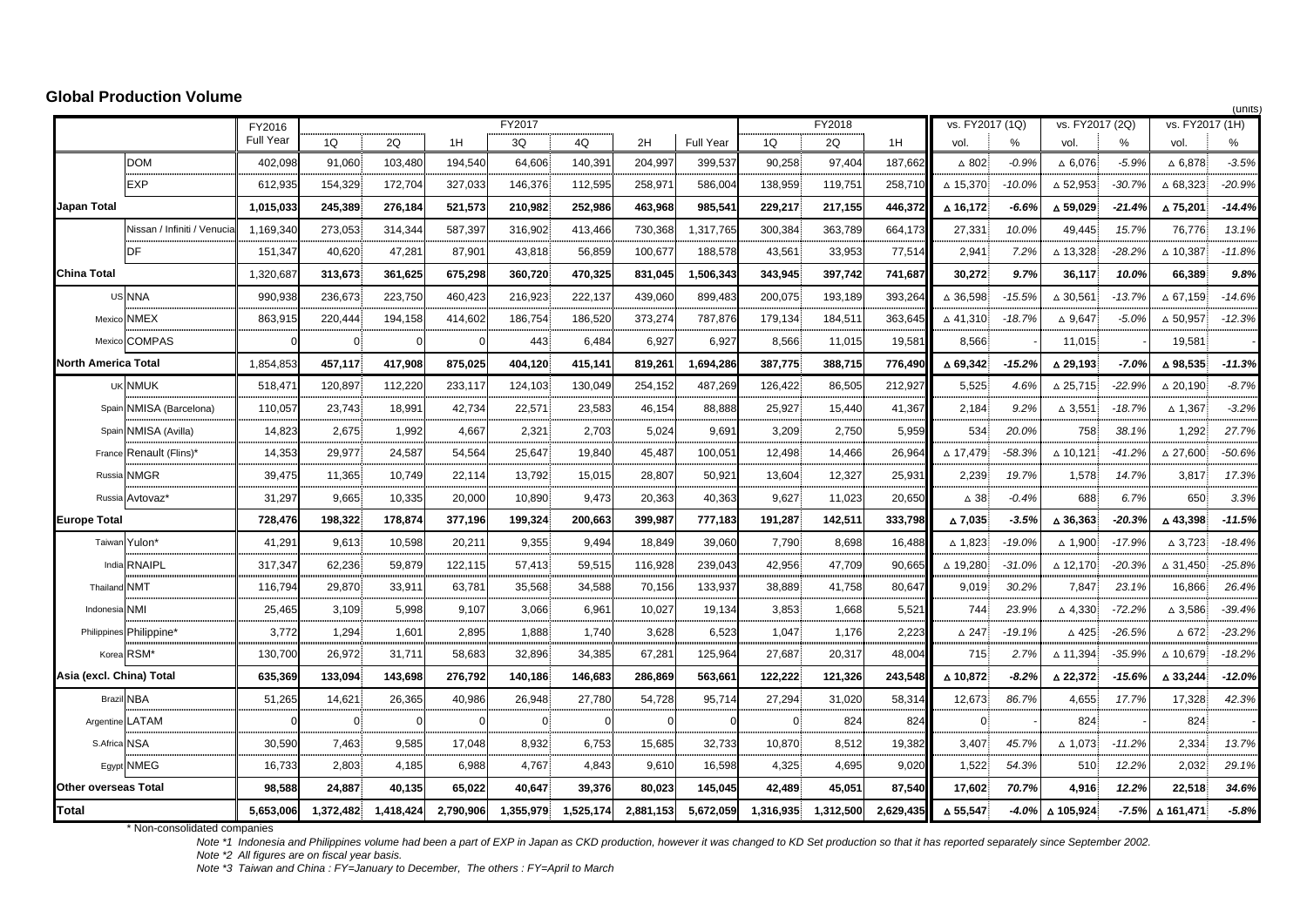## Global Production Volume

(units)

| | | FY2016 | FY2017 | | | | | | | FY2018 | | | vs. FY2017 (1Q) | | vs. FY2017 (2Q) | | vs. FY2017 (1H) | |
|---|---|---|---|---|---|---|---|---|---|---|---|---|---|---|---|---|---|---|
| | | Full Year | 1Q | 2Q | 1H | 3Q | 4Q | 2H | Full Year | 1Q | 2Q | 1H | vol. | % | vol. | % | vol. | % |
| | DOM | 402,098 | 91,060 | 103,480 | 194,540 | 64,606 | 140,391 | 204,997 | 399,537 | 90,258 | 97,404 | 187,662 | △ 802 | -0.9% | △ 6,076 | -5.9% | △ 6,878 | -3.5% |
| | EXP | 612,935 | 154,329 | 172,704 | 327,033 | 146,376 | 112,595 | 258,971 | 586,004 | 138,959 | 119,751 | 258,710 | △ 15,370 | -10.0% | △ 52,953 | -30.7% | △ 68,323 | -20.9% |
| **Japan Total** | | **1,015,033** | **245,389** | **276,184** | **521,573** | **210,982** | **252,986** | **463,968** | **985,541** | **229,217** | **217,155** | **446,372** | **△ 16,172** | **-6.6%** | **△ 59,029** | **-21.4%** | **△ 75,201** | **-14.4%** |
| | Nissan / Infiniti / Venucia | 1,169,340 | 273,053 | 314,344 | 587,397 | 316,902 | 413,466 | 730,368 | 1,317,765 | 300,384 | 363,789 | 664,173 | 27,331 | 10.0% | 49,445 | 15.7% | 76,776 | 13.1% |
| | DF | 151,347 | 40,620 | 47,281 | 87,901 | 43,818 | 56,859 | 100,677 | 188,578 | 43,561 | 33,953 | 77,514 | 2,941 | 7.2% | △ 13,328 | -28.2% | △ 10,387 | -11.8% |
| **China Total** | | **1,320,687** | **313,673** | **361,625** | **675,298** | **360,720** | **470,325** | **831,045** | **1,506,343** | **343,945** | **397,742** | **741,687** | **30,272** | **9.7%** | **36,117** | **10.0%** | **66,389** | **9.8%** |
| US | NNA | 990,938 | 236,673 | 223,750 | 460,423 | 216,923 | 222,137 | 439,060 | 899,483 | 200,075 | 193,189 | 393,264 | △ 36,598 | -15.5% | △ 30,561 | -13.7% | △ 67,159 | -14.6% |
| Mexico | NMEX | 863,915 | 220,444 | 194,158 | 414,602 | 186,754 | 186,520 | 373,274 | 787,876 | 179,134 | 184,511 | 363,645 | △ 41,310 | -18.7% | △ 9,647 | -5.0% | △ 50,957 | -12.3% |
| Mexico | COMPAS | 0 | 0 | 0 | 0 | 443 | 6,484 | 6,927 | 6,927 | 8,566 | 11,015 | 19,581 | 8,566 | - | 11,015 | - | 19,581 | - |
| **North America Total** | | **1,854,853** | **457,117** | **417,908** | **875,025** | **404,120** | **415,141** | **819,261** | **1,694,286** | **387,775** | **388,715** | **776,490** | **△ 69,342** | **-15.2%** | **△ 29,193** | **-7.0%** | **△ 98,535** | **-11.3%** |
| UK | NMUK | 518,471 | 120,897 | 112,220 | 233,117 | 124,103 | 130,049 | 254,152 | 487,269 | 126,422 | 86,505 | 212,927 | 5,525 | 4.6% | △ 25,715 | -22.9% | △ 20,190 | -8.7% |
| Spain | NMISA (Barcelona) | 110,057 | 23,743 | 18,991 | 42,734 | 22,571 | 23,583 | 46,154 | 88,888 | 25,927 | 15,440 | 41,367 | 2,184 | 9.2% | △ 3,551 | -18.7% | △ 1,367 | -3.2% |
| Spain | NMISA (Avilla) | 14,823 | 2,675 | 1,992 | 4,667 | 2,321 | 2,703 | 5,024 | 9,691 | 3,209 | 2,750 | 5,959 | 534 | 20.0% | 758 | 38.1% | 1,292 | 27.7% |
| France | Renault (Flins)* | 14,353 | 29,977 | 24,587 | 54,564 | 25,647 | 19,840 | 45,487 | 100,051 | 12,498 | 14,466 | 26,964 | △ 17,479 | -58.3% | △ 10,121 | -41.2% | △ 27,600 | -50.6% |
| Russia | NMGR | 39,475 | 11,365 | 10,749 | 22,114 | 13,792 | 15,015 | 28,807 | 50,921 | 13,604 | 12,327 | 25,931 | 2,239 | 19.7% | 1,578 | 14.7% | 3,817 | 17.3% |
| Russia | Avtovaz* | 31,297 | 9,665 | 10,335 | 20,000 | 10,890 | 9,473 | 20,363 | 40,363 | 9,627 | 11,023 | 20,650 | △ 38 | -0.4% | 688 | 6.7% | 650 | 3.3% |
| **Europe Total** | | **728,476** | **198,322** | **178,874** | **377,196** | **199,324** | **200,663** | **399,987** | **777,183** | **191,287** | **142,511** | **333,798** | **△ 7,035** | **-3.5%** | **△ 36,363** | **-20.3%** | **△ 43,398** | **-11.5%** |
| Taiwan | Yulon* | 41,291 | 9,613 | 10,598 | 20,211 | 9,355 | 9,494 | 18,849 | 39,060 | 7,790 | 8,698 | 16,488 | △ 1,823 | -19.0% | △ 1,900 | -17.9% | △ 3,723 | -18.4% |
| India | RNAIPL | 317,347 | 62,236 | 59,879 | 122,115 | 57,413 | 59,515 | 116,928 | 239,043 | 42,956 | 47,709 | 90,665 | △ 19,280 | -31.0% | △ 12,170 | -20.3% | △ 31,450 | -25.8% |
| Thailand | NMT | 116,794 | 29,870 | 33,911 | 63,781 | 35,568 | 34,588 | 70,156 | 133,937 | 38,889 | 41,758 | 80,647 | 9,019 | 30.2% | 7,847 | 23.1% | 16,866 | 26.4% |
| Indonesia | NMI | 25,465 | 3,109 | 5,998 | 9,107 | 3,066 | 6,961 | 10,027 | 19,134 | 3,853 | 1,668 | 5,521 | 744 | 23.9% | △ 4,330 | -72.2% | △ 3,586 | -39.4% |
| Philippines | Philippine* | 3,772 | 1,294 | 1,601 | 2,895 | 1,888 | 1,740 | 3,628 | 6,523 | 1,047 | 1,176 | 2,223 | △ 247 | -19.1% | △ 425 | -26.5% | △ 672 | -23.2% |
| Korea | RSM* | 130,700 | 26,972 | 31,711 | 58,683 | 32,896 | 34,385 | 67,281 | 125,964 | 27,687 | 20,317 | 48,004 | 715 | 2.7% | △ 11,394 | -35.9% | △ 10,679 | -18.2% |
| **Asia (excl. China) Total** | | **635,369** | **133,094** | **143,698** | **276,792** | **140,186** | **146,683** | **286,869** | **563,661** | **122,222** | **121,326** | **243,548** | **△ 10,872** | **-8.2%** | **△ 22,372** | **-15.6%** | **△ 33,244** | **-12.0%** |
| Brazil | NBA | 51,265 | 14,621 | 26,365 | 40,986 | 26,948 | 27,780 | 54,728 | 95,714 | 27,294 | 31,020 | 58,314 | 12,673 | 86.7% | 4,655 | 17.7% | 17,328 | 42.3% |
| Argentine | LATAM | 0 | 0 | 0 | 0 | 0 | 0 | 0 | 0 | 0 | 824 | 824 | 0 | - | 824 | - | 824 | - |
| S.Africa | NSA | 30,590 | 7,463 | 9,585 | 17,048 | 8,932 | 6,753 | 15,685 | 32,733 | 10,870 | 8,512 | 19,382 | 3,407 | 45.7% | △ 1,073 | -11.2% | 2,334 | 13.7% |
| Egypt | NMEG | 16,733 | 2,803 | 4,185 | 6,988 | 4,767 | 4,843 | 9,610 | 16,598 | 4,325 | 4,695 | 9,020 | 1,522 | 54.3% | 510 | 12.2% | 2,032 | 29.1% |
| **Other overseas Total** | | **98,588** | **24,887** | **40,135** | **65,022** | **40,647** | **39,376** | **80,023** | **145,045** | **42,489** | **45,051** | **87,540** | **17,602** | **70.7%** | **4,916** | **12.2%** | **22,518** | **34.6%** |
| **Total** | | **5,653,006** | **1,372,482** | **1,418,424** | **2,790,906** | **1,355,979** | **1,525,174** | **2,881,153** | **5,672,059** | **1,316,935** | **1,312,500** | **2,629,435** | **△ 55,547** | **-4.0%** | **△ 105,924** | **-7.5%** | **△ 161,471** | **-5.8%** |

\* Non-consolidated companies

*Note \*1 Indonesia and Philippines volume had been a part of EXP in Japan as CKD production, however it was changed to KD Set production so that it has reported separately since September 2002.*

*Note \*2 All figures are on fiscal year basis.*

*Note \*3 Taiwan and China : FY=January to December, The others : FY=April to March*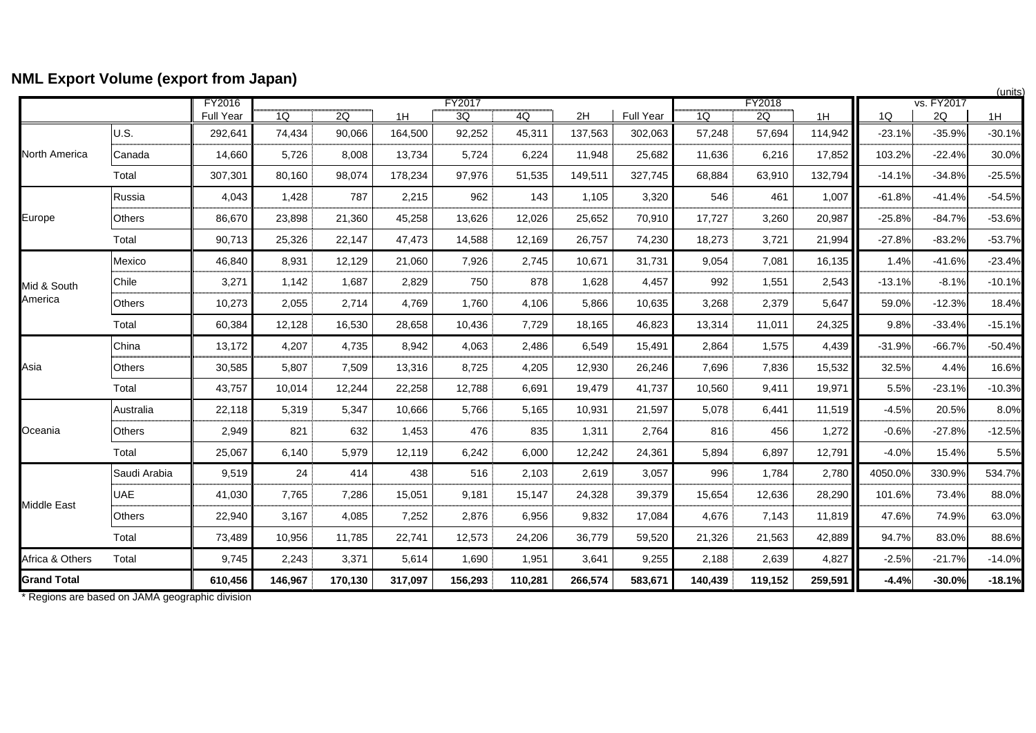# NML Export Volume (export from Japan)

(units)

| | | FY2016 | FY2017 | | | | | | | FY2018 | | | vs. FY2017 | | |
|---|---|---|---|---|---|---|---|---|---|---|---|---|---|---|---|
| | | Full Year | 1Q | 2Q | 1H | 3Q | 4Q | 2H | Full Year | 1Q | 2Q | 1H | 1Q | 2Q | 1H |
| North America | U.S. | 292,641 | 74,434 | 90,066 | 164,500 | 92,252 | 45,311 | 137,563 | 302,063 | 57,248 | 57,694 | 114,942 | -23.1% | -35.9% | -30.1% |
| | Canada | 14,660 | 5,726 | 8,008 | 13,734 | 5,724 | 6,224 | 11,948 | 25,682 | 11,636 | 6,216 | 17,852 | 103.2% | -22.4% | 30.0% |
| | Total | 307,301 | 80,160 | 98,074 | 178,234 | 97,976 | 51,535 | 149,511 | 327,745 | 68,884 | 63,910 | 132,794 | -14.1% | -34.8% | -25.5% |
| Europe | Russia | 4,043 | 1,428 | 787 | 2,215 | 962 | 143 | 1,105 | 3,320 | 546 | 461 | 1,007 | -61.8% | -41.4% | -54.5% |
| | Others | 86,670 | 23,898 | 21,360 | 45,258 | 13,626 | 12,026 | 25,652 | 70,910 | 17,727 | 3,260 | 20,987 | -25.8% | -84.7% | -53.6% |
| | Total | 90,713 | 25,326 | 22,147 | 47,473 | 14,588 | 12,169 | 26,757 | 74,230 | 18,273 | 3,721 | 21,994 | -27.8% | -83.2% | -53.7% |
| Mid & South America | Mexico | 46,840 | 8,931 | 12,129 | 21,060 | 7,926 | 2,745 | 10,671 | 31,731 | 9,054 | 7,081 | 16,135 | 1.4% | -41.6% | -23.4% |
| | Chile | 3,271 | 1,142 | 1,687 | 2,829 | 750 | 878 | 1,628 | 4,457 | 992 | 1,551 | 2,543 | -13.1% | -8.1% | -10.1% |
| | Others | 10,273 | 2,055 | 2,714 | 4,769 | 1,760 | 4,106 | 5,866 | 10,635 | 3,268 | 2,379 | 5,647 | 59.0% | -12.3% | 18.4% |
| | Total | 60,384 | 12,128 | 16,530 | 28,658 | 10,436 | 7,729 | 18,165 | 46,823 | 13,314 | 11,011 | 24,325 | 9.8% | -33.4% | -15.1% |
| Asia | China | 13,172 | 4,207 | 4,735 | 8,942 | 4,063 | 2,486 | 6,549 | 15,491 | 2,864 | 1,575 | 4,439 | -31.9% | -66.7% | -50.4% |
| | Others | 30,585 | 5,807 | 7,509 | 13,316 | 8,725 | 4,205 | 12,930 | 26,246 | 7,696 | 7,836 | 15,532 | 32.5% | 4.4% | 16.6% |
| | Total | 43,757 | 10,014 | 12,244 | 22,258 | 12,788 | 6,691 | 19,479 | 41,737 | 10,560 | 9,411 | 19,971 | 5.5% | -23.1% | -10.3% |
| Oceania | Australia | 22,118 | 5,319 | 5,347 | 10,666 | 5,766 | 5,165 | 10,931 | 21,597 | 5,078 | 6,441 | 11,519 | -4.5% | 20.5% | 8.0% |
| | Others | 2,949 | 821 | 632 | 1,453 | 476 | 835 | 1,311 | 2,764 | 816 | 456 | 1,272 | -0.6% | -27.8% | -12.5% |
| | Total | 25,067 | 6,140 | 5,979 | 12,119 | 6,242 | 6,000 | 12,242 | 24,361 | 5,894 | 6,897 | 12,791 | -4.0% | 15.4% | 5.5% |
| Middle East | Saudi Arabia | 9,519 | 24 | 414 | 438 | 516 | 2,103 | 2,619 | 3,057 | 996 | 1,784 | 2,780 | 4050.0% | 330.9% | 534.7% |
| | UAE | 41,030 | 7,765 | 7,286 | 15,051 | 9,181 | 15,147 | 24,328 | 39,379 | 15,654 | 12,636 | 28,290 | 101.6% | 73.4% | 88.0% |
| | Others | 22,940 | 3,167 | 4,085 | 7,252 | 2,876 | 6,956 | 9,832 | 17,084 | 4,676 | 7,143 | 11,819 | 47.6% | 74.9% | 63.0% |
| | Total | 73,489 | 10,956 | 11,785 | 22,741 | 12,573 | 24,206 | 36,779 | 59,520 | 21,326 | 21,563 | 42,889 | 94.7% | 83.0% | 88.6% |
| Africa & Others | Total | 9,745 | 2,243 | 3,371 | 5,614 | 1,690 | 1,951 | 3,641 | 9,255 | 2,188 | 2,639 | 4,827 | -2.5% | -21.7% | -14.0% |
| **Grand Total** | | **610,456** | **146,967** | **170,130** | **317,097** | **156,293** | **110,281** | **266,574** | **583,671** | **140,439** | **119,152** | **259,591** | **-4.4%** | **-30.0%** | **-18.1%** |

* Regions are based on JAMA geographic division